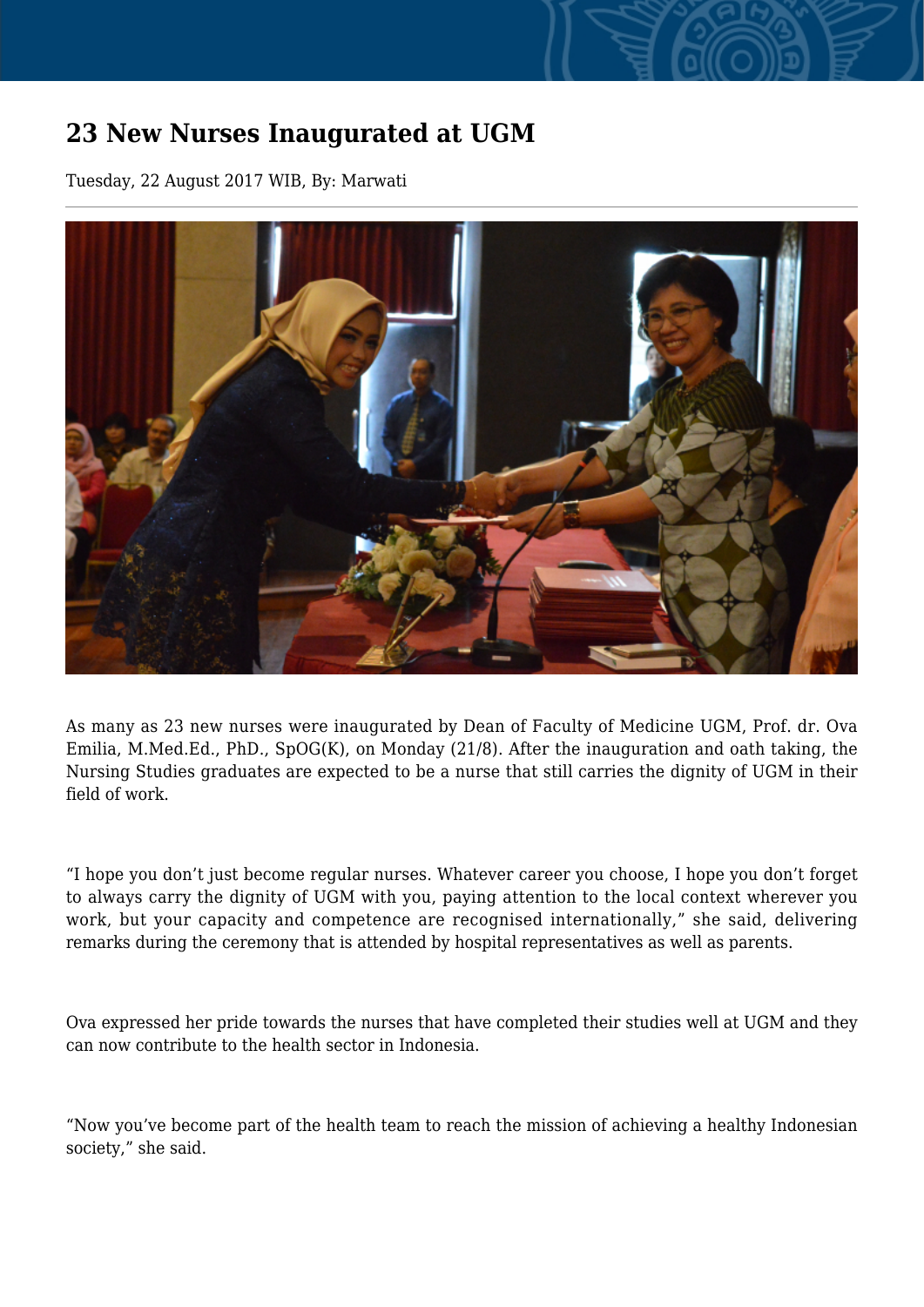# 23 New Nurses Inaugurated at UGM

Tuesday, 22 August 2017 WIB, By: Marwati

As many as 23 new nurses were inaugurated by Dean of Faculty of Medicine UGM, Prof. dr. Ova Emilia, M.Med.Ed., PhD., SpOG(K), on Monday (21/8). After the inauguration and oath taking, the Nursing Studies graduates are expected to be a nurse that still carries the dignity of UGM in their field of work.

"I hope you don't just become regular nurses. Whatever career you choose, I hope you don't forget to always carry the dignity of UGM with you, paying attention to the local context wherever you work, but your capacity and competence are recognised internationally," she said, delivering remarks during the ceremony that is attended by hospital representatives as well as parents.

Ova expressed her pride towards the nurses that have completed their studies well at UGM and they can now contribute to the health sector in Indonesia.

"Now you've become part of the health team to reach the mission of achieving a healthy Indonesian society," she said.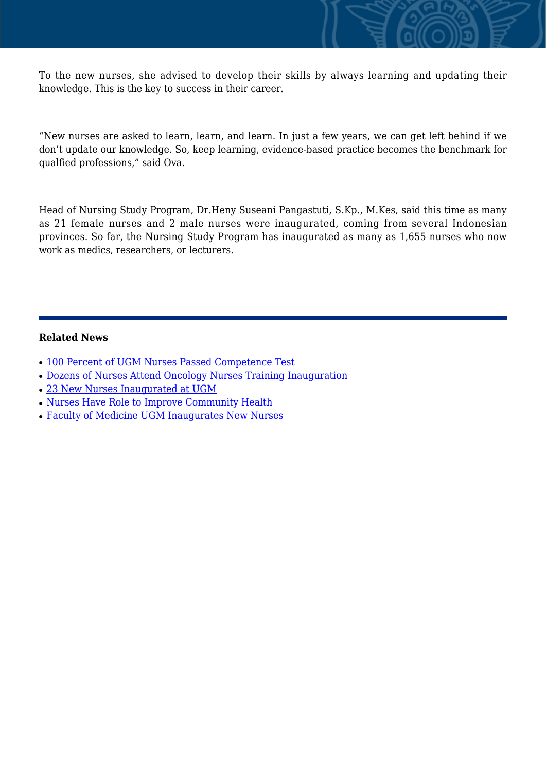To the new nurses, she advised to develop their skills by always learning and updating their knowledge. This is the key to success in their career.

“New nurses are asked to learn, learn, and learn. In just a few years, we can get left behind if we don’t update our knowledge. So, keep learning, evidence-based practice becomes the benchmark for qualfied professions,” said Ova.

Head of Nursing Study Program, Dr.Heny Suseani Pangastuti, S.Kp., M.Kes, said this time as many as 21 female nurses and 2 male nurses were inaugurated, coming from several Indonesian provinces. So far, the Nursing Study Program has inaugurated as many as 1,655 nurses who now work as medics, researchers, or lecturers.

---

**Related News**

- 100 Percent of UGM Nurses Passed Competence Test
- Dozens of Nurses Attend Oncology Nurses Training Inauguration
- 23 New Nurses Inaugurated at UGM
- Nurses Have Role to Improve Community Health
- Faculty of Medicine UGM Inaugurates New Nurses